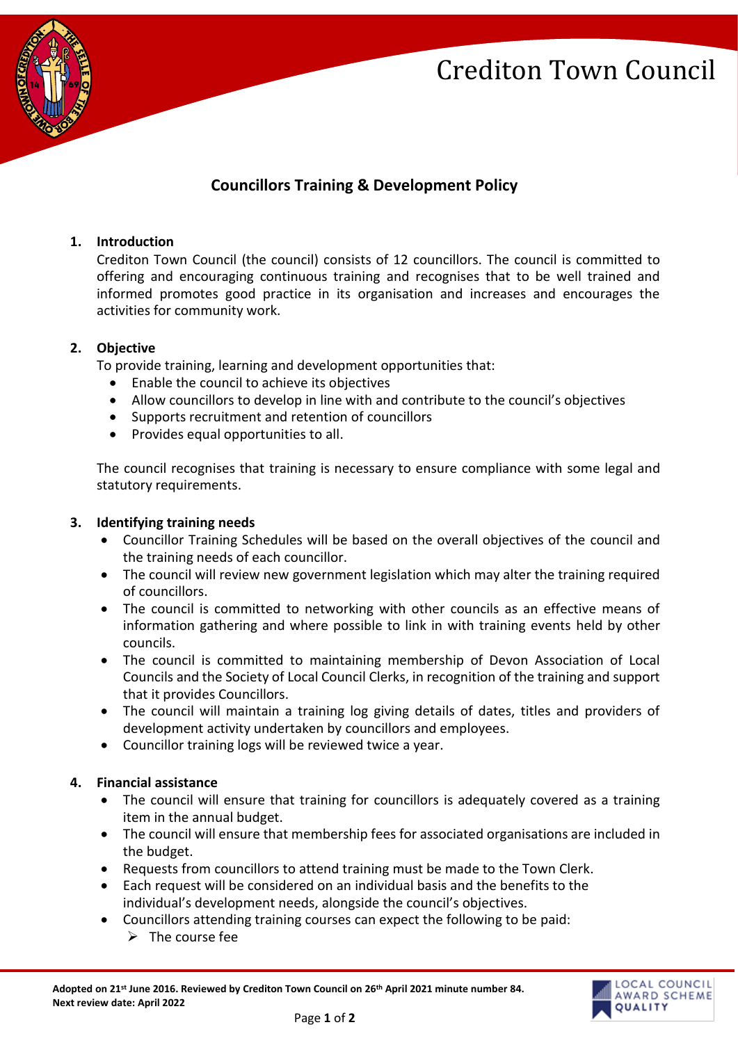# Crediton Town Council

## Councillors Training & Development Policy

### 1. Introduction

Crediton Town Council (the council) consists of 12 councillors. The council is committed to offering and encouraging continuous training and recognises that to be well trained and informed promotes good practice in its organisation and increases and encourages the activities for community work.

### 2. Objective

To provide training, learning and development opportunities that:

- Enable the council to achieve its objectives
- Allow councillors to develop in line with and contribute to the council's objectives
- Supports recruitment and retention of councillors
- Provides equal opportunities to all.

The council recognises that training is necessary to ensure compliance with some legal and statutory requirements.

### 3. Identifying training needs

- Councillor Training Schedules will be based on the overall objectives of the council and the training needs of each councillor.
- The council will review new government legislation which may alter the training required of councillors.
- The council is committed to networking with other councils as an effective means of information gathering and where possible to link in with training events held by other councils.
- The council is committed to maintaining membership of Devon Association of Local Councils and the Society of Local Council Clerks, in recognition of the training and support that it provides Councillors.
- The council will maintain a training log giving details of dates, titles and providers of development activity undertaken by councillors and employees.
- Councillor training logs will be reviewed twice a year.

### 4. Financial assistance

- The council will ensure that training for councillors is adequately covered as a training item in the annual budget.
- The council will ensure that membership fees for associated organisations are included in the budget.
- Requests from councillors to attend training must be made to the Town Clerk.
- Each request will be considered on an individual basis and the benefits to the individual's development needs, alongside the council's objectives.
- Councillors attending training courses can expect the following to be paid:
  - The course fee

**Adopted on 21st June 2016. Reviewed by Crediton Town Council on 26th April 2021 minute number 84.**
**Next review date: April 2022**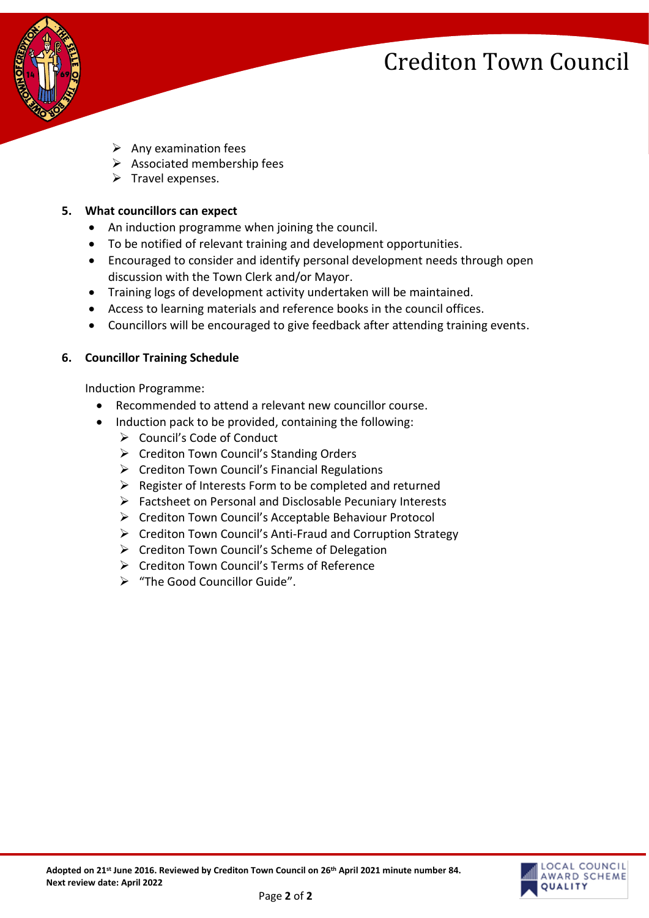- Any examination fees
- Associated membership fees
- Travel expenses.

**5. What councillors can expect**

- An induction programme when joining the council.
- To be notified of relevant training and development opportunities.
- Encouraged to consider and identify personal development needs through open discussion with the Town Clerk and/or Mayor.
- Training logs of development activity undertaken will be maintained.
- Access to learning materials and reference books in the council offices.
- Councillors will be encouraged to give feedback after attending training events.

**6. Councillor Training Schedule**

Induction Programme:

- Recommended to attend a relevant new councillor course.
- Induction pack to be provided, containing the following:
  - Council's Code of Conduct
  - Crediton Town Council's Standing Orders
  - Crediton Town Council's Financial Regulations
  - Register of Interests Form to be completed and returned
  - Factsheet on Personal and Disclosable Pecuniary Interests
  - Crediton Town Council's Acceptable Behaviour Protocol
  - Crediton Town Council's Anti-Fraud and Corruption Strategy
  - Crediton Town Council's Scheme of Delegation
  - Crediton Town Council's Terms of Reference
  - "The Good Councillor Guide".

**Adopted on 21st June 2016. Reviewed by Crediton Town Council on 26th April 2021 minute number 84.**
**Next review date: April 2022**